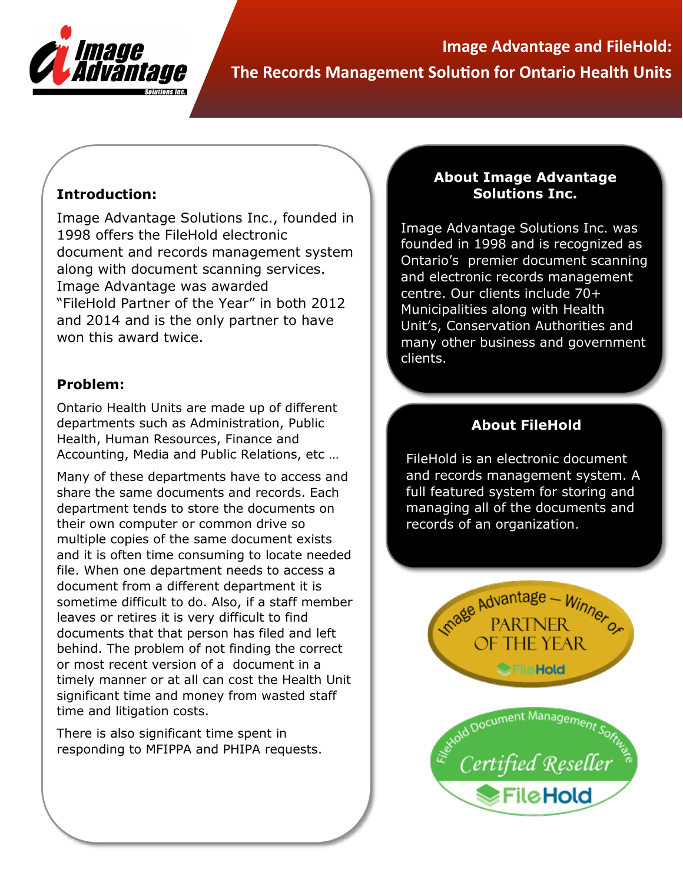# Image Advantage and FileHold:

# The Records Management Solution for Ontario Health Units

## Introduction:

Image Advantage Solutions Inc., founded in 1998 offers the FileHold electronic document and records management system along with document scanning services. Image Advantage was awarded "FileHold Partner of the Year" in both 2012 and 2014 and is the only partner to have won this award twice.

## Problem:

Ontario Health Units are made up of different departments such as Administration, Public Health, Human Resources, Finance and Accounting, Media and Public Relations, etc …

Many of these departments have to access and share the same documents and records. Each department tends to store the documents on their own computer or common drive so multiple copies of the same document exists and it is often time consuming to locate needed file. When one department needs to access a document from a different department it is sometime difficult to do. Also, if a staff member leaves or retires it is very difficult to find documents that that person has filed and left behind. The problem of not finding the correct or most recent version of a document in a timely manner or at all can cost the Health Unit significant time and money from wasted staff time and litigation costs.

There is also significant time spent in responding to MFIPPA and PHIPA requests.

## About Image Advantage Solutions Inc.

Image Advantage Solutions Inc. was founded in 1998 and is recognized as Ontario's premier document scanning and electronic records management centre. Our clients include 70+ Municipalities along with Health Unit's, Conservation Authorities and many other business and government clients.

## About FileHold

FileHold is an electronic document and records management system. A full featured system for storing and managing all of the documents and records of an organization.

Image Advantage – Winner of PARTNER OF THE YEAR FileHold

FileHold Document Management Software Certified Reseller FileHold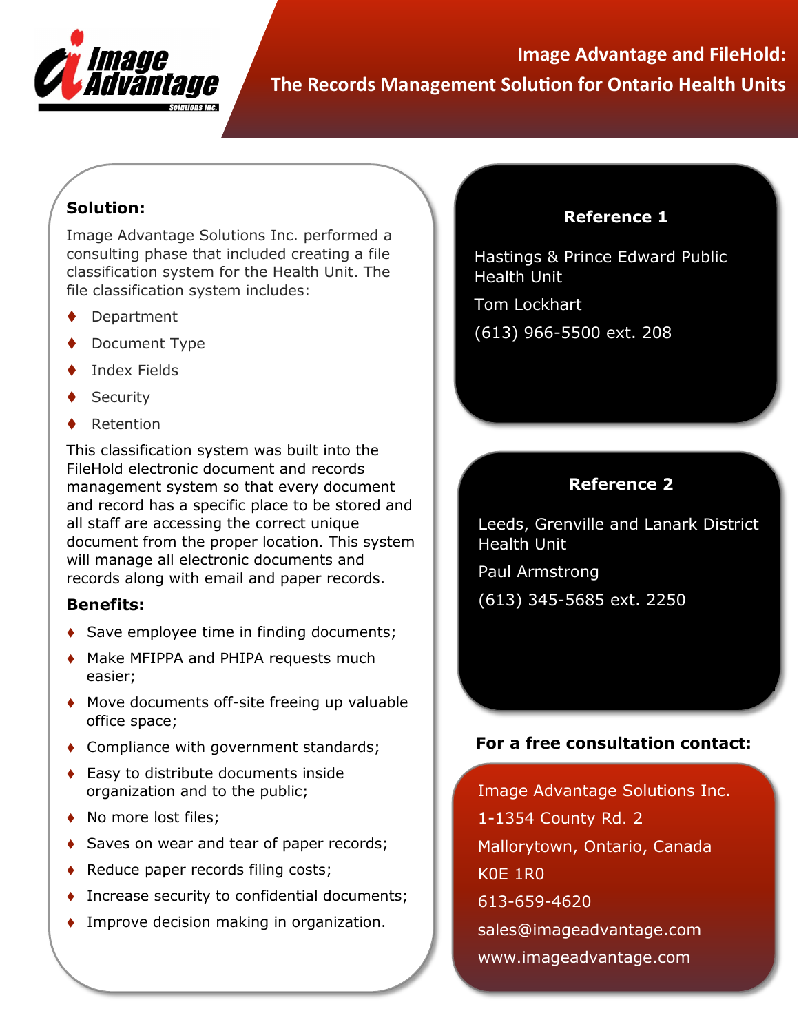# Image Advantage and FileHold: The Records Management Solution for Ontario Health Units

## Solution:

Image Advantage Solutions Inc. performed a consulting phase that included creating a file classification system for the Health Unit. The file classification system includes:

- Department
- Document Type
- Index Fields
- Security
- Retention

This classification system was built into the FileHold electronic document and records management system so that every document and record has a specific place to be stored and all staff are accessing the correct unique document from the proper location. This system will manage all electronic documents and records along with email and paper records.

## Benefits:

- Save employee time in finding documents;
- Make MFIPPA and PHIPA requests much easier;
- Move documents off-site freeing up valuable office space;
- Compliance with government standards;
- Easy to distribute documents inside organization and to the public;
- No more lost files;
- Saves on wear and tear of paper records;
- Reduce paper records filing costs;
- Increase security to confidential documents;
- Improve decision making in organization.

### Reference 1

Hastings & Prince Edward Public Health Unit

Tom Lockhart

(613) 966-5500 ext. 208

### Reference 2

Leeds, Grenville and Lanark District Health Unit

Paul Armstrong

(613) 345-5685 ext. 2250

**For a free consultation contact:**

Image Advantage Solutions Inc.
1-1354 County Rd. 2
Mallorytown, Ontario, Canada
K0E 1R0
613-659-4620
sales@imageadvantage.com
www.imageadvantage.com